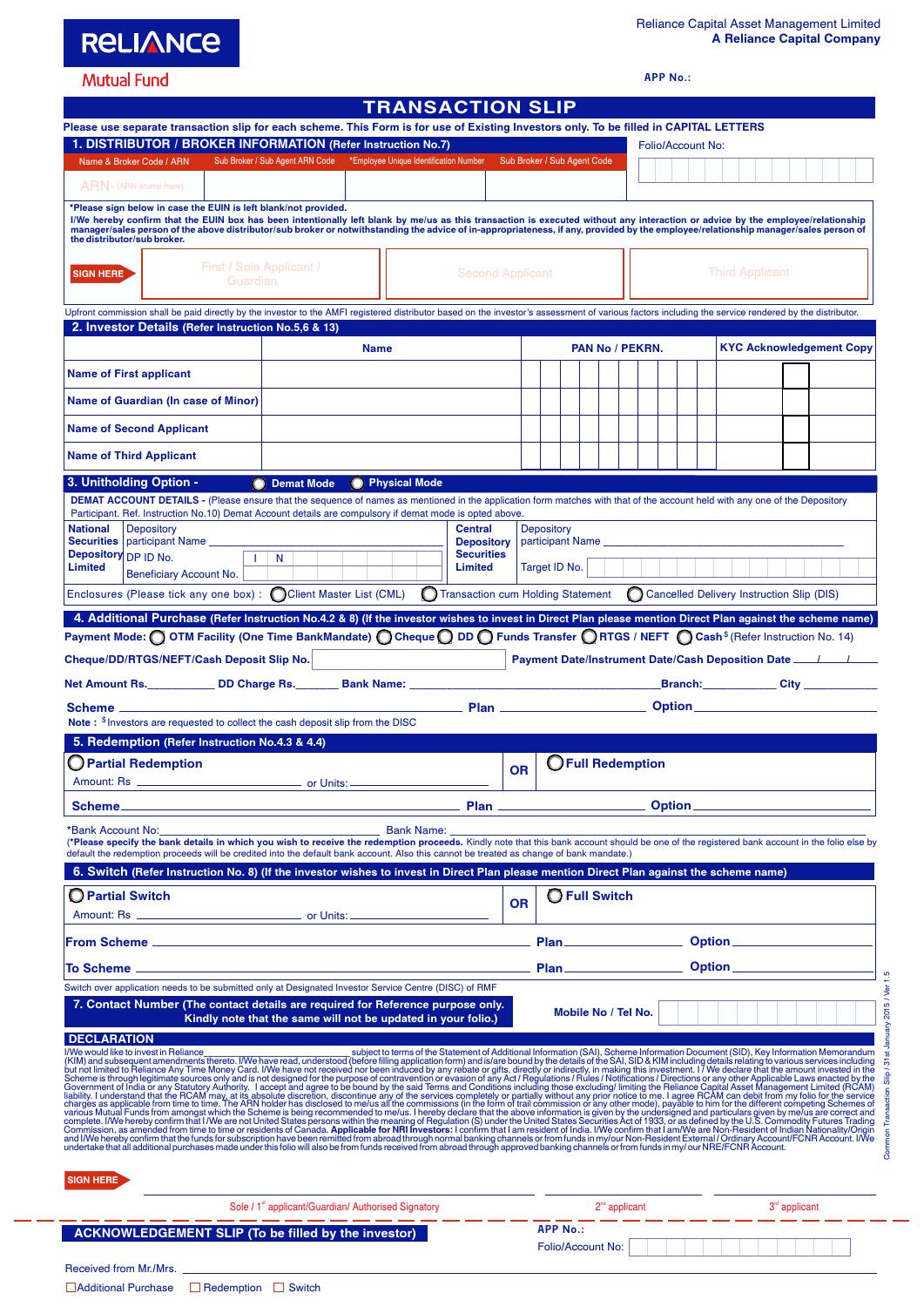Reliance Capital Asset Management Limited
**A Reliance Capital Company**

**RELIANCE Mutual Fund**

APP No.:

# TRANSACTION SLIP

**Please use separate transaction slip for each scheme. This Form is for use of Existing Investors only. To be filled in CAPITAL LETTERS**

## 1. DISTRIBUTOR / BROKER INFORMATION (Refer Instruction No.7)

Folio/Account No:

| Name & Broker Code / ARN | Sub Broker / Sub Agent ARN Code | *Employee Unique Identification Number | Sub Broker / Sub Agent Code |
|---|---|---|---|
| ARN- (ARN stamp here) | | | |

***Please sign below in case the EUIN is left blank/not provided.**

**I/We hereby confirm that the EUIN box has been intentionally left blank by me/us as this transaction is executed without any interaction or advice by the employee/relationship manager/sales person of the above distributor/sub broker or notwithstanding the advice of in-appropriateness, if any, provided by the employee/relationship manager/sales person of the distributor/sub broker.**

SIGN HERE

| First / Sole Applicant / Guardian | Second Applicant | Third Applicant |
|---|---|---|
| | | |

Upfront commission shall be paid directly by the investor to the AMFI registered distributor based on the investor's assessment of various factors including the service rendered by the distributor.

## 2. Investor Details (Refer Instruction No.5,6 & 13)

| | Name | PAN No / PEKRN. | KYC Acknowledgement Copy |
|---|---|---|---|
| Name of First applicant | | | |
| Name of Guardian (In case of Minor) | | | |
| Name of Second Applicant | | | |
| Name of Third Applicant | | | |

## 3. Unitholding Option - ◯ Demat Mode ◯ Physical Mode

**DEMAT ACCOUNT DETAILS -** (Please ensure that the sequence of names as mentioned in the application form matches with that of the account held with any one of the Depository Participant. Ref. Instruction No.10) Demat Account details are compulsory if demat mode is opted above.

| National Securities Depository Limited | | Central Depository Securities Limited | |
|---|---|---|---|
| Depository participant Name | | Depository participant Name | |
| DP ID No. | I N | Target ID No. | |
| Beneficiary Account No. | | | |

Enclosures (Please tick any one box) : ◯ Client Master List (CML) ◯ Transaction cum Holding Statement ◯ Cancelled Delivery Instruction Slip (DIS)

## 4. Additional Purchase (Refer Instruction No.4.2 & 8) (If the investor wishes to invest in Direct Plan please mention Direct Plan against the scheme name)

**Payment Mode:** ◯ **OTM Facility (One Time BankMandate)** ◯ **Cheque** ◯ **DD** ◯ **Funds Transfer** ◯ **RTGS / NEFT** ◯ **Cash** $ (Refer Instruction No. 14)

**Cheque/DD/RTGS/NEFT/Cash Deposit Slip No.** ____________ **Payment Date/Instrument Date/Cash Deposition Date** ___/___/___

**Net Amount Rs.**__________ **DD Charge Rs.**________ **Bank Name:** ____________________ **Branch:**__________ **City** __________

**Scheme** ____________________ **Plan** ____________ **Option** ____________

**Note :** $ Investors are requested to collect the cash deposit slip from the DISC

## 5. Redemption (Refer Instruction No.4.3 & 4.4)

◯ **Partial Redemption**
Amount: Rs ____________ or Units: ____________

**OR**

◯ **Full Redemption**

**Scheme** ____________________ **Plan** ____________ **Option** ____________

*Bank Account No:____________________ Bank Name: ____________________

(***Please specify the bank details in which you wish to receive the redemption proceeds.** Kindly note that this bank account should be one of the registered bank account in the folio else by default the redemption proceeds will be credited into the default bank account. Also this cannot be treated as change of bank mandate.)

## 6. Switch (Refer Instruction No. 8) (If the investor wishes to invest in Direct Plan please mention Direct Plan against the scheme name)

◯ **Partial Switch**
Amount: Rs ____________ or Units: ____________

**OR**

◯ **Full Switch**

**From Scheme** ____________________ **Plan** ____________ **Option** ____________

**To Scheme** ____________________ **Plan** ____________ **Option** ____________

Switch over application needs to be submitted only at Designated Investor Service Centre (DISC) of RMF

## 7. Contact Number (The contact details are required for Reference purpose only. Kindly note that the same will not be updated in your folio.)

**Mobile No / Tel No.** ____________

## DECLARATION

I/We would like to invest in Reliance____________________ subject to terms of the Statement of Additional Information (SAI), Scheme Information Document (SID), Key Information Memorandum (KIM) and subsequent amendments thereto. I/We have read, understood (before filling application form) and is/are bound by the details of the SAI, SID & KIM including details relating to various services including but not limited to Reliance Any Time Money Card. I/We have not received nor been induced by any rebate or gifts, directly or indirectly, in making this investment. I / We declare that the amount invested in the Scheme is through legitimate sources only and is not designed for the purpose of contravention or evasion of any Act / Regulations / Rules / Notifications / Directions or any other Applicable Laws enacted by the Government of India or any Statutory Authority. I accept and agree to be bound by the said Terms and Conditions including those excluding/ limiting the Reliance Capital Asset Management Limited (RCAM) liability. I understand that the RCAM may, at its absolute discretion, discontinue any of the services completely or partially without any prior notice to me. I agree RCAM can debit from my folio for the service charges as applicable from time to time. The ARN holder has disclosed to me/us all the commissions (in the form of trail commission or any other mode), payable to him for the different competing Schemes of various Mutual Funds from amongst which the Scheme is being recommended to me/us. I hereby declare that the above information is given by the undersigned and particulars given by me/us are correct and complete. I/We hereby confirm that I /We are not United States persons within the meaning of Regulation (S) under the United States Securities Act of 1933, or as defined by the U.S. Commodity Futures Trading Commission, as amended from time to time or residents of Canada. **Applicable for NRI Investors:** I confirm that I am resident of India. I/We confirm that I am/We are Non-Resident of Indian Nationality/Origin and I/We hereby confirm that the funds for subscription have been remitted from abroad through normal banking channels or from funds in my/our Non-Resident External / Ordinary Account/FCNR Account. I/We undertake that all additional purchases made under this folio will also be from funds received from abroad through approved banking channels or from funds in my/ our NRE/FCNR Account.

SIGN HERE

| Sole / 1st applicant/Guardian/ Authorised Signatory | 2nd applicant | 3rd applicant |
|---|---|---|
| | | |

Common Transaction Slip / 31st January 2015 / Ver 1.5

## ACKNOWLEDGEMENT SLIP (To be filled by the investor)

APP No.:

Folio/Account No:

Received from Mr./Mrs. ____________________

☐ Additional Purchase ☐ Redemption ☐ Switch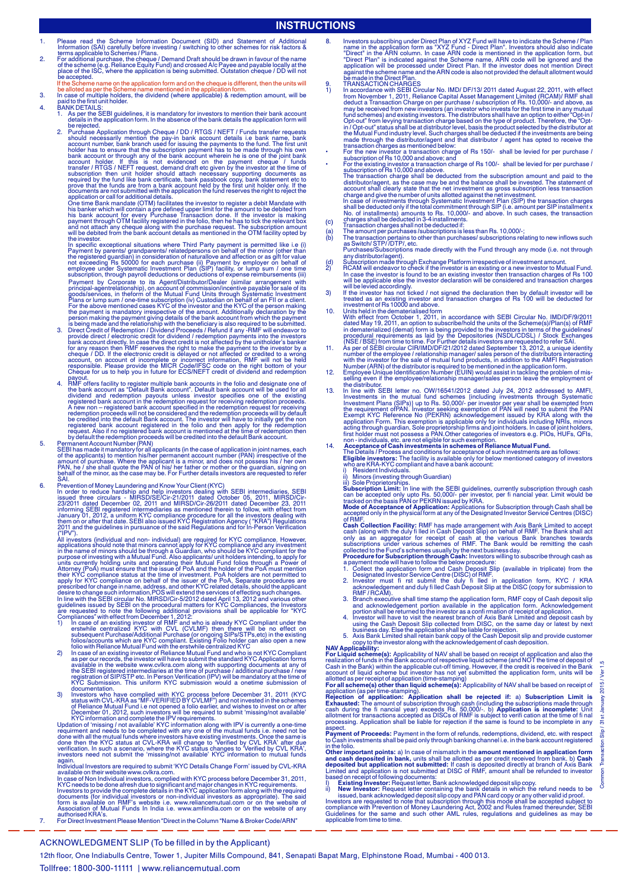# INSTRUCTIONS

1. Please read the Scheme Information Document (SID) and Statement of Additional Information (SAI) carefully before investing / switching to other schemes for risk factors & terms applicable to Schemes / Plans.
2. For additional purchase, the cheque / Demand Draft should be drawn in favour of the name of the scheme (e.g. Reliance Equity Fund) and crossed A/c Payee and payable locally at the place of the ISC, where the application is being submitted. Outstation cheque / DD will not be accepted.
   If the Scheme name on the application form and on the cheque is different, then the units will be allotted as per the Scheme name mentioned in the application form.
3. In case of multiple holders, the dividend (where applicable) & redemption amount, will be paid to the first unit holder.
4. BANK DETAILS:
   1. As per the SEBI guidelines, it is mandatory for investors to mention their bank account details in the application form. In the absence of the bank details the application form will be rejected.
   2. Purchase Application through Cheque / DD / RTGS / NEFT / Funds transfer requests should necessarily mention the pay-in bank account details i.e bank name, bank account number, bank branch used for issuing the payments to the fund. The first unit holder has to ensure that the subscription payment has to be made through his own bank account or through any of the bank account wherein he is one of the joint bank account holder. If this is not evidenced on the payment cheque / funds transfer / RTGS / NEFT request, demand draft etc given by the investor at the time of subscription then unit holder should attach necessary supporting documents as required by the fund like bank certificate, bank passbook copy, bank statement etc to prove that the funds are from a bank account held by the first unit holder only. If the documents are not submitted with the application the fund reserves the right to reject the application or call for additional details.
      One time Bank mandate (OTM) facilitates the investor to register a debit Mandate with his banker which will contain a pre defined upper limit for the amount to be debited from his bank account for every Purchase Transaction done. If the investor is making payment through OTM facility registered in the folio, then he has to tick the relevant box and not attach any cheque along with the purchase request. The subscription amount will be debited from the bank account details as mentioned in the OTM facility opted by the investor.
      In specific exceptional situations where Third Party payment is permitted like i.e (i) Payment by parents/ grandparents/ relatedpersons on behalf of the minor (other than the registered guardian) in consideration of naturallove and affection or as gift for value not exceeding Rs 50000 for each purchase (ii) Payment by employer on behalf of employee under Systematic Investment Plan (SIP) facility, or lump sum / one time subscription, through payroll deductions or deductions of expense reimbursements (iii) Payment by Corporate to its Agent/Distributor/Dealer (similar arrangement with principal-agentrelationship), on account of commission/incentive payable for sale of its goods/services, in theform of the Mutual Fund Units through Systematic Investment Plans or lump sum / one-time subscription (iv) Custodian on behalf of an FII or a client. For the above mentioned cases KYC of the investor and the KYC of the person making the payment is mandatory irrespective of the amount. Additionally declaration by the person making the payment giving details of the bank account from which the payment is being made and the relationship with the beneficiary is also required to be submitted.
   3. Direct Credit of Redemption / Dividend Proceeds / Refund if any -RMF will endeavor to provide direct / electronic credit for dividend / redemption payments into the investors bank account directly. In case the direct credit is not effected by the unitholder's banker for any reason then RMF reserves the right to make the payment to the investor by a cheque / DD. If the electronic credit is delayed or not effected or credited to a wrong account, on account of incomplete or incorrect information, RMF will not be held responsible. Please provide the MICR Code/IFSC code on the right bottom of your Cheque for us to help you in future for ECS/NEFT credit of dividend and redemption payout.
   4. RMF offers facility to register multiple bank accounts in the folio and designate one of the bank account as "Default Bank account". Default bank account will be used for all dividend and redemption payouts unless investor specifies one of the existing registered bank account in the redemption request for receiving redemption proceeds. A new non – registered bank account specified in the redemption request for receiving redemption proceeds will not be considered and the redemption proceeds will by default be credited into the default Bank account. The investor will have to initially get the non registered bank account registered in the folio and then apply for the redemption request. Also if no registered bank account is mentioned at the time of redemption then by default the redemption proceeds will be credited into the default Bank account.
5. Permanent Account Number (PAN)
   SEBI has made it mandatory for all applicants (in the case of application in joint names, each of the applicants) to mention his/her permanent account number (PAN) irrespective of the amount of purchase. Where the applicant is a minor, and does not possess his / her own PAN, he / she shall quote the PAN of his/ her father or mother or the guardian, signing on behalf of the minor, as the case may be. For Further details investors are requested to refer SAI.
6. Prevention of Money Laundering and Know Your Client (KYC)
   In order to reduce hardship and help investors dealing with SEBI intermediaries, SEBI issued three circulars - MIRSD/SE/Cir-21/2011 dated October 05, 2011, MIRSD/Cir-23/2011 dated December 02, 2011 and MIRSD/Cir-26/2011 dated December 23, 2011 informing SEBI registered intermediaries as mentioned therein to follow, with effect from January 01, 2012, a uniform KYC compliance procedure for all the investors dealing with them on or after that date. SEBI also issued KYC Registration Agency ("KRA") Regulations 2011 and the guidelines in pursuance of the said Regulations and for In-Person Verification ("IPV").
   All investors (individual and non- individual) are required for KYC compliance. However, applications should note that minors cannot apply for KYC compliance and any investment in the name of minors should be through a Guardian, who should be KYC compliant for the purpose of investing with a Mutual Fund. Also applicants/ unit holders intending, to apply for units currently holding units and operating their Mutual Fund folios through a Power of Attorney (PoA) must ensure that the issue of PoA and the holder of the PoA must mention their KYC compliance status at the time of investment. PoA holders are not permitted to apply for KYC compliance on behalf of the issuer of the PoA. Separate procedures are prescribed for change in name, address, and other KYC related details, should the applicant desire to change such information,POS will extend the services of effecting such changes.
   In line with the SEBI circular No. MIRSD/Cir-5/2012 dated April 13, 2012 and various other guidelines issued by SEBI on the procedural matters for KYC Compliances, the Investors are requested to note the following additional provisions shall be applicable for "KYC Compliances" with effect from December 1, 2012:
   1) In case of an existing investor of RMF and who is already KYC Compliant under the erstwhile centralized KYC with CVL (CVLMF) then there will be no effect on subsequent Purchase/Additional Purchase (or ongoing SIPs/STPs,etc) in the existing folios/accounts which are KYC compliant. Existing Folio holder can also open a new folio with Reliance Mutual Fund with the erstwhile centralized KYC.
   2) In case of an existing investor of Reliance Mutual Fund and who is not KYC Compliant as per our records, the investor will have to submit the standard KYC Application forms available in the website www.cvlkra.com along with supporting documents at any of the SEBI registered intermediaries at the time of purchase / additional purchase / new registration of SIP/STP etc. In Person Verification (IPV) will be mandatory at the time of KYC Submission. This uniform KYC submission would a onetime submission of documentation.
   3) Investors who have complied with KYC process before December 31, 2011 (KYC status with CVL-KRA as "MF-VERIFIED BY CVLMF") and not invested in the schemes of Reliance Mutual Fund i.e not opened a folio earlier, and wishes to invest on or after December 01, 2012, such investors will be required to submit 'missing/not available' KYC information and complete the IPV requirements.
   Updation of 'missing / not available' KYC information along with IPV is currently a one-time requirment and needs to be completed with any one of the mutual funds i.e. need not be done with all the mutual funds where investors have existing investments. Once the same is done then the KYC status at CVL-KRA will change to 'Verified by CVL KRA' after due verification. In such a scenario, where the KYC status changes to 'Verified by CVL KRA', investors need not submit the 'missing/not available' KYC information to mutual funds again.
   Individual Investors are required to submit 'KYC Details Change Form' issued by CVL-KRA available on their website www.cvlkra.com.
   In case of Non Individual investors, complied with KYC process before December 31, 2011, KYC needs to be done afresh due to significant and major changes in KYC requirements. Investors to provide the complete details in the KYC application form along with the required documents (for individual investors or non-individual investors as appropriate). The said form is available on RMF's website i.e. www.reliancemutual.com or on the website of Association of Mutual Funds In India i.e. www.amfiindia.com or on the website of any authorised KRA's.
7. For Direct Investment Please Mention "Direct in the Column "Name & Broker Code/ARN"
8. Investors subscribing under Direct Plan of XYZ Fund will have to indicate the Scheme / Plan name in the application form as "XYZ Fund - Direct Plan". Investors should also indicate "Direct" in the ARN column. In case ARN code is mentioned in the application form, but "Direct Plan" is indicated against the Scheme name, ARN code will be ignored and the application will be processed under Direct Plan. If the investor does not mention Direct against the scheme name and the ARN code is also not provided the default allotment would be made in the Direct Plan.
9. TRANSACTION CHARGES
   1) In accordance with SEBI Circular No. IMD/ DF/13/ 2011 dated August 22, 2011, with effect from November 1, 2011, Reliance Capital Asset Management Limited (RCAM)/ RMF shall deduct a Transaction Charge on per purchase / subscription of Rs. 10,000/- and above, as may be received from new investors (an investor who invests for the first time in any mutual fund schemes) and existing investors. The distributors shall have an option to either "Opt-in / Opt-out" from levying transaction charge based on the type of product. Therefore, the "Opt-in / Opt-out" status shall be at distributor level, basis the product selected by the distributor at the Mutual Fund industry level. Such charges shall be deducted if the investments are being made through the distributor/agent and that distributor / agent has opted to receive the transaction charges as mentioned below:
      - For the new investor a transaction charge of Rs 150/- shall be levied for per purchase / subscription of Rs 10,000 and above; and
      - For the existing investor a transaction charge of Rs 100/- shall be levied for per purchase / subscription of Rs 10,000 and above.
      The transaction charge shall be deducted from the subscription amount and paid to the distributor/agent, as the case may be and the balance shall be invested. The statement of account shall clearly state that the net investment as gross subscription less transaction charge and give the number of units allotted against the net investment.
      In case of investments through Systematic Investment Plan (SIP) the transaction charges shall be deducted only if the total commitment through SIP (i.e. amount per SIP installment x No. of installments) amounts to Rs. 10,000/- and above. In such cases, the transaction charges shall be deducted in 3-4 installments.
   (c) Transaction charges shall not be deducted if:
   (a) The amount per purchases /subscriptions is less than Rs. 10,000/-;
   (b) The transaction pertains to other than purchases/ subscriptions relating to new inflows such as Switch/ STP/ /DTP/, etc.
      Purchases/Subscriptions made directly with the Fund through any mode (i.e. not through any distributor/agent).
   (d) Subscription made through Exchange Platform irrespective of investment amount.
   2) RCAM will endeavor to check if the investor is an existing or a new investor to Mutual Fund. In case the investor is found to be an existing investor then transaction charges of Rs 100 will be applicable else the investor declaration will be considered and transaction charges will be levied accordingly.
   3) If the investor has not ticked / not signed the declaration then by default investor will be treated as an existing investor and transaction charges of Rs 100 will be deducted for investment of Rs 10000 and above.
10. Units held in the dematerialised form
    With effect from October 1, 2011, in accordance with SEBI Circular No. IMD/DF/9/2011 dated May 19, 2011, an option to subscribe/hold the units of the Scheme(s)/Plan(s) of RMF in dematerialized (demat) form is being provided to the investors in terms of the guidelines/ procedural requirements as laid by the Depositories (NSDL/CDSL) / Stock Exchanges (NSE / BSE) from time to time. For Further details investors are requested to refer SAI.
11. As per of SEBI circular CIR/IMD/DF/21/2012 dated September 13, 2012, a unique identity number of the employee / relationship manager/ sales person of the distributors interacting with the investor for the sale of mutual fund products, in addition to the AMFI Registration Number (ARN) of the distributor is required to be mentioned in the application form.
12. Employee Unique Identification Number (EUIN) would assist in tackling the problem of mis-selling even if the employee/relationship manager/sales person leave the employment of the distributor.
13. In line with SEBI letter no. OW/16541/2012 dated July 24, 2012 addressed to AMFI, Investments in the mutual fund schemes {including investments through Systematic Investment Plans (SIPs)} up to Rs. 50,000/- per investor per year shall be exempted from the requirement ofPAN. Investor seeking exemption of PAN will need to submit the PAN Exempt KYC Reference No (PEKRN) acknowledgement issued by KRA along with the Application Form. This exemption is applicable only for individuals including NRIs, minors acting through guardian, Sole proprietorship firms and joint holders. In case of joint holders, first holder must not possess a PAN.Other categories of investors e.g. PIOs, HUFs, QFIs, non - individuals, etc. are not eligible for such exemption.
14. **Acceptance of Cash investments in schemes of Reliance Mutual Fund.**
    The Details / Process and conditions for acceptance of such investments are as follows:
    **Eligible investors:** The facility is available only for below mentioned category of investors who are KRA-KYC compliant and have a bank account:
    i) Resident Individuals.
    ii) Minors (investing through Guardian)
    iii) Sole Proprietorships.
    **Subscription Limit:** In line with the SEBI guidelines, currently subscription through cash can be accepted only upto Rs. 50,000/- per investor, per fi nancial year. Limit would be tracked on the basis PAN or PEKRN issued by KRA.
    **Mode of Acceptance of Application:** Applications for Subscription through Cash shall be accepted only in the physical form at any of the Designated Investor Service Centres (DISC) of RMF.
    **Cash Collection Facility:** RMF has made arrangement with Axis Bank Limited to accept cash (along with the duly fi lled in Cash Deposit Slip) on behalf of RMF. The Bank shall act only as an aggregator for receipt of cash at the various Bank branches towards subscriptions under various schemes of RMF. The Bank would be remitting the cash collected to the Fund's schemes usually by the next business day.
    **Procedure for Subscription through Cash:** Investors willing to subscribe through cash as a payment mode will have to follow the below procedure:
    1. Collect the application form and Cash Deposit Slip (available in triplicate) from the Designated Investor Service Centre (DISC) of RMF.
    2. Investor must fi rst submit the duly fi lled in application form, KYC / KRA acknowledgement and duly fi lled Cash Deposit Slip at the DISC (copy for submission to RMF / RCAM).
    3. Branch executive shall time stamp the application form, RMF copy of Cash deposit slip and acknowledgement portion available in the application form. Acknowledgement portion shall be returned to the investor as a confi rmation of receipt of application.
    4. Investor will have to visit the nearest branch of Axis Bank Limited and deposit cash by using the Cash Deposit Slip collected from DISC, on the same day or latest by next business day. Else the application shall be liable for rejection.
    5. Axis Bank Limited shall retain bank copy of the Cash Deposit slip and provide customer copy to the investor along with the acknowledgement of cash deposition.

**NAV Applicability:**
**For Liquid scheme(s):** Applicability of NAV shall be based on receipt of application and also the realization of funds in the Bank account of respective liquid scheme (and NOT the time of deposit of Cash in the Bank) within the applicable cut-off timing. However, if the credit is received in the Bank account of liquid scheme but investor has not yet submitted the application form, units will be allotted as per receipt of application (time-stamping)
**For all scheme(s) other than liquid scheme(s):** Applicability of NAV shall be based on receipt of application (as per time-stamping).
**Rejection of application: Application shall be rejected if:** a) **Subscription Limit is Exhausted:** The amount of subscription through cash (including the subscriptions made through cash during the fi nancial year) exceeds Rs. 50,000/-. b) **Application is incomplete:** Unit allotment for transactions accepted as DISCs of RMF is subject to verifi cation at the time of fi nal processing. Application shall be liable for rejection if the same is found to be incomplete in any aspect.
**Payment of Proceeds:** Payment in the form of refunds, redemptions, dividend, etc. with respect to Cash investments shall be paid only through banking channel i.e. in the bank account registered in the folio.
**Other important points:** a) In case of mismatch in the **amount mentioned in application form and cash deposited in bank,** units shall be allotted as per credit received from bank. b) **Cash deposited but application not submitted:** If cash is deposited directly at branch of Axis Bank Limited and application is not submitted at DISC of RMF, amount shall be refunded to investor based on receipt of following documents:
I) **Existing Investor:** Request letter, Bank acknowledged deposit slip copy.
ii) **New Investor:** Request letter containing the bank details in which the refund needs to be issued, bank acknowledged deposit slip copy and PAN card copy or any other valid id proof.
Investors are requested to note that subscription through this mode shall be accepted subject to compliance with Prevention of Money Laundering Act, 2002 and Rules framed thereunder, SEBI Guidelines for the same and such other AML rules, regulations and guidelines as may be applicable from time to time.

Common Transaction Slip / 31st January 2015 / Ver 1.5

ACKNOWLEDGMENT SLIP (To be filled in by the Applicant)

12th floor, One Indiabulls Centre, Tower 1, Jupiter Mills Compound, 841, Senapati Bapat Marg, Elphinstone Road, Mumbai - 400 013.

Tollfree: 1800-300-11111 | www.reliancemutual.com